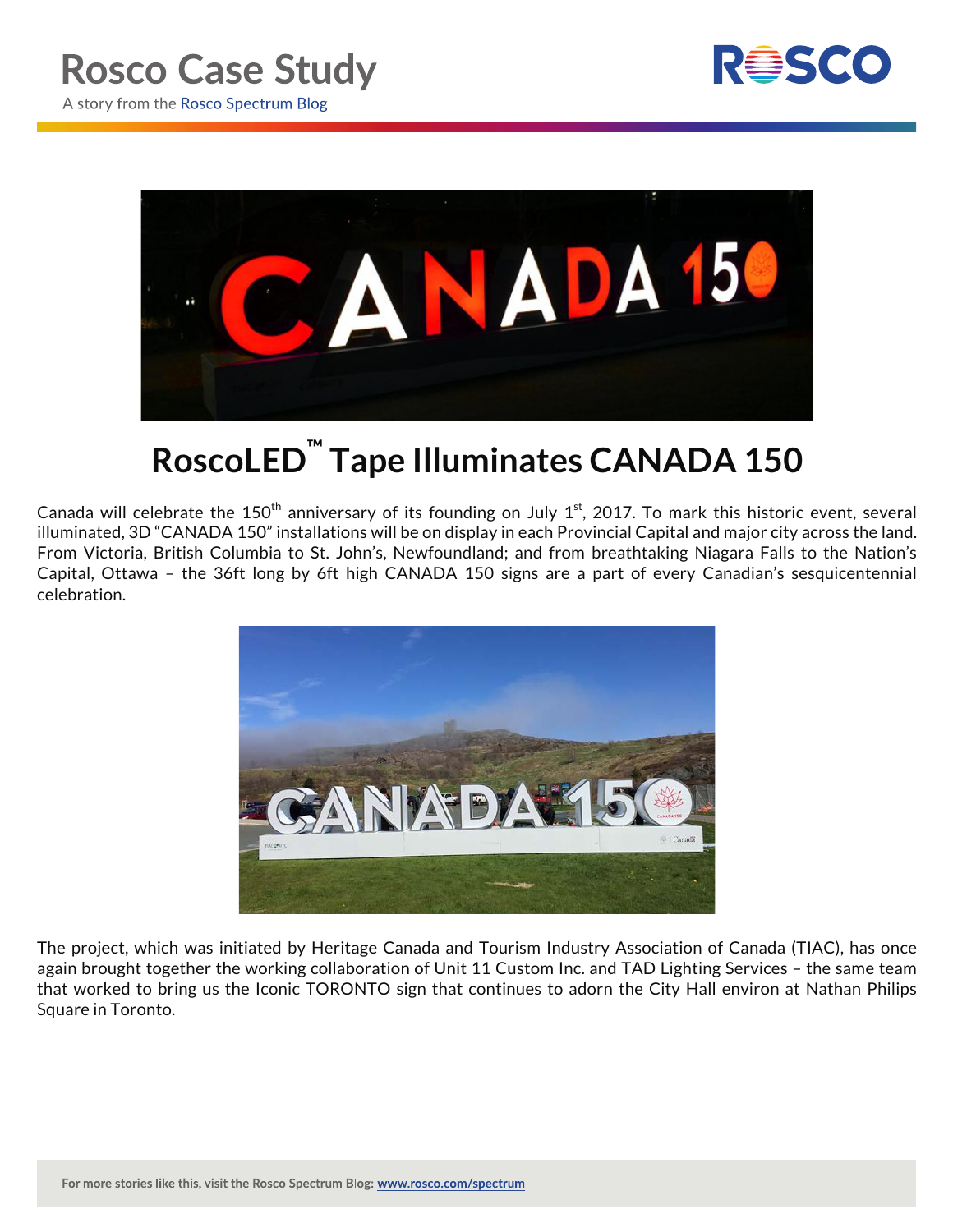# Rosco Case Study

A story from the Rosco Spectrum Blog

## RoscoLED™ Tape Illuminates CANADA 150

Canada will celebrate the 150th anniversary of its founding on July 1st, 2017. To mark this historic event, several illuminated, 3D "CANADA 150" installations will be on display in each Provincial Capital and major city across the land. From Victoria, British Columbia to St. John's, Newfoundland; and from breathtaking Niagara Falls to the Nation's Capital, Ottawa – the 36ft long by 6ft high CANADA 150 signs are a part of every Canadian's sesquicentennial celebration.

The project, which was initiated by Heritage Canada and Tourism Industry Association of Canada (TIAC), has once again brought together the working collaboration of Unit 11 Custom Inc. and TAD Lighting Services – the same team that worked to bring us the Iconic TORONTO sign that continues to adorn the City Hall environ at Nathan Philips Square in Toronto.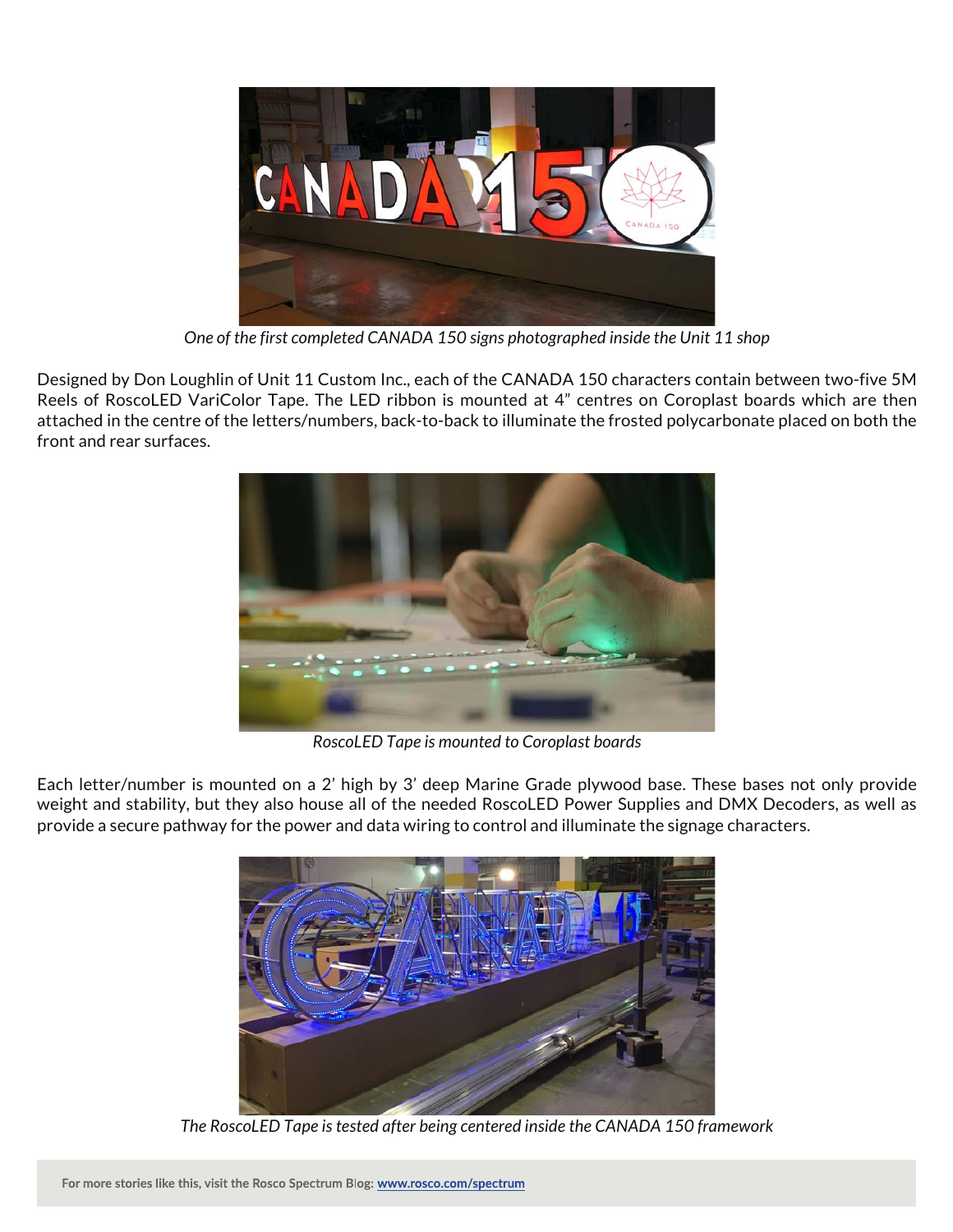*One of the first completed CANADA 150 signs photographed inside the Unit 11 shop*

Designed by Don Loughlin of Unit 11 Custom Inc., each of the CANADA 150 characters contain between two-five 5M Reels of RoscoLED VariColor Tape. The LED ribbon is mounted at 4" centres on Coroplast boards which are then attached in the centre of the letters/numbers, back-to-back to illuminate the frosted polycarbonate placed on both the front and rear surfaces.

*RoscoLED Tape is mounted to Coroplast boards*

Each letter/number is mounted on a 2' high by 3' deep Marine Grade plywood base. These bases not only provide weight and stability, but they also house all of the needed RoscoLED Power Supplies and DMX Decoders, as well as provide a secure pathway for the power and data wiring to control and illuminate the signage characters.

*The RoscoLED Tape is tested after being centered inside the CANADA 150 framework*

**For more stories like this, visit the Rosco Spectrum Blog: www.rosco.com/spectrum**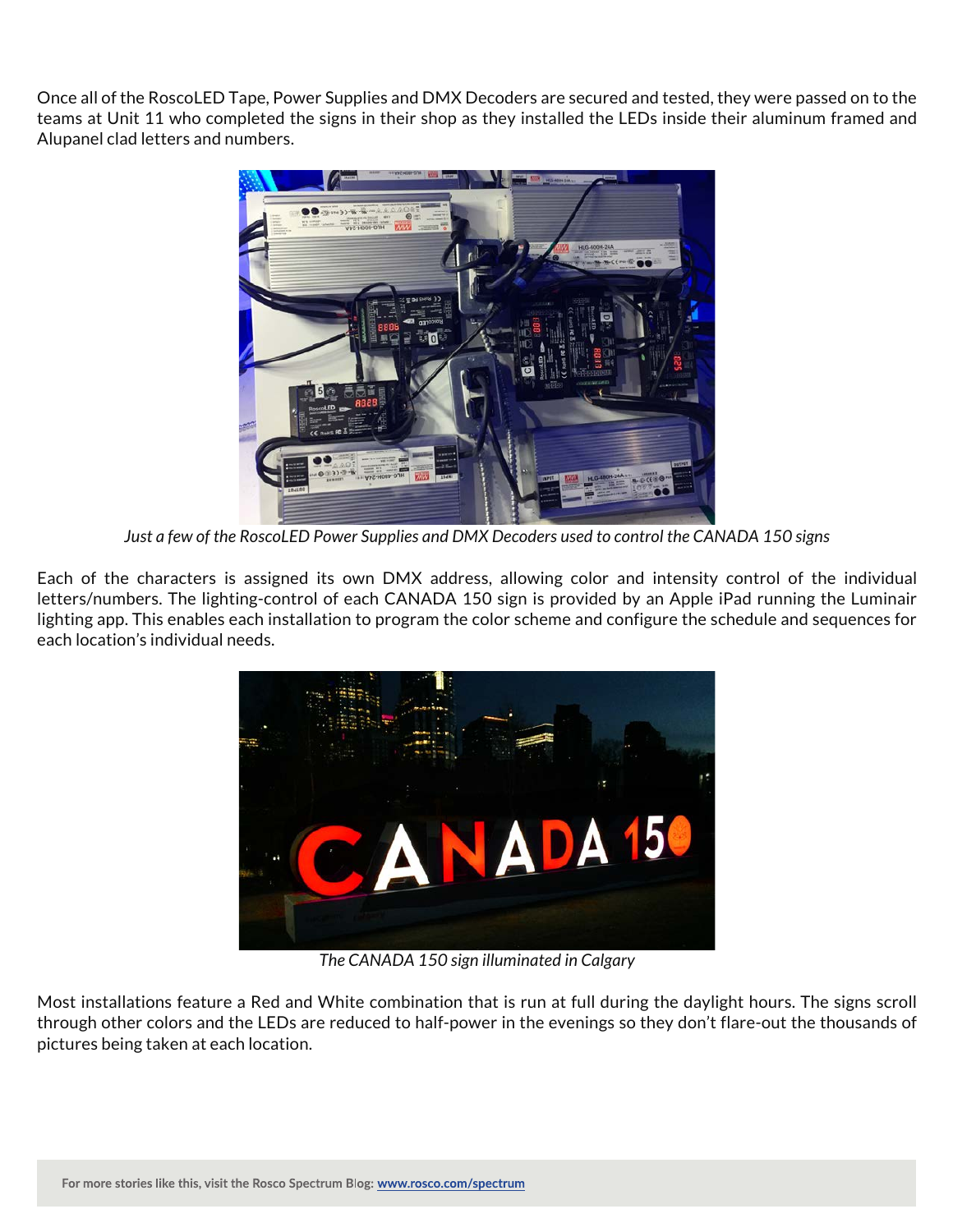Once all of the RoscoLED Tape, Power Supplies and DMX Decoders are secured and tested, they were passed on to the teams at Unit 11 who completed the signs in their shop as they installed the LEDs inside their aluminum framed and Alupanel clad letters and numbers.

*Just a few of the RoscoLED Power Supplies and DMX Decoders used to control the CANADA 150 signs*

Each of the characters is assigned its own DMX address, allowing color and intensity control of the individual letters/numbers. The lighting-control of each CANADA 150 sign is provided by an Apple iPad running the Luminair lighting app. This enables each installation to program the color scheme and configure the schedule and sequences for each location's individual needs.

*The CANADA 150 sign illuminated in Calgary*

Most installations feature a Red and White combination that is run at full during the daylight hours. The signs scroll through other colors and the LEDs are reduced to half-power in the evenings so they don't flare-out the thousands of pictures being taken at each location.

**For more stories like this, visit the Rosco Spectrum Blog: [www.rosco.com/spectrum](www.rosco.com/spectrum)**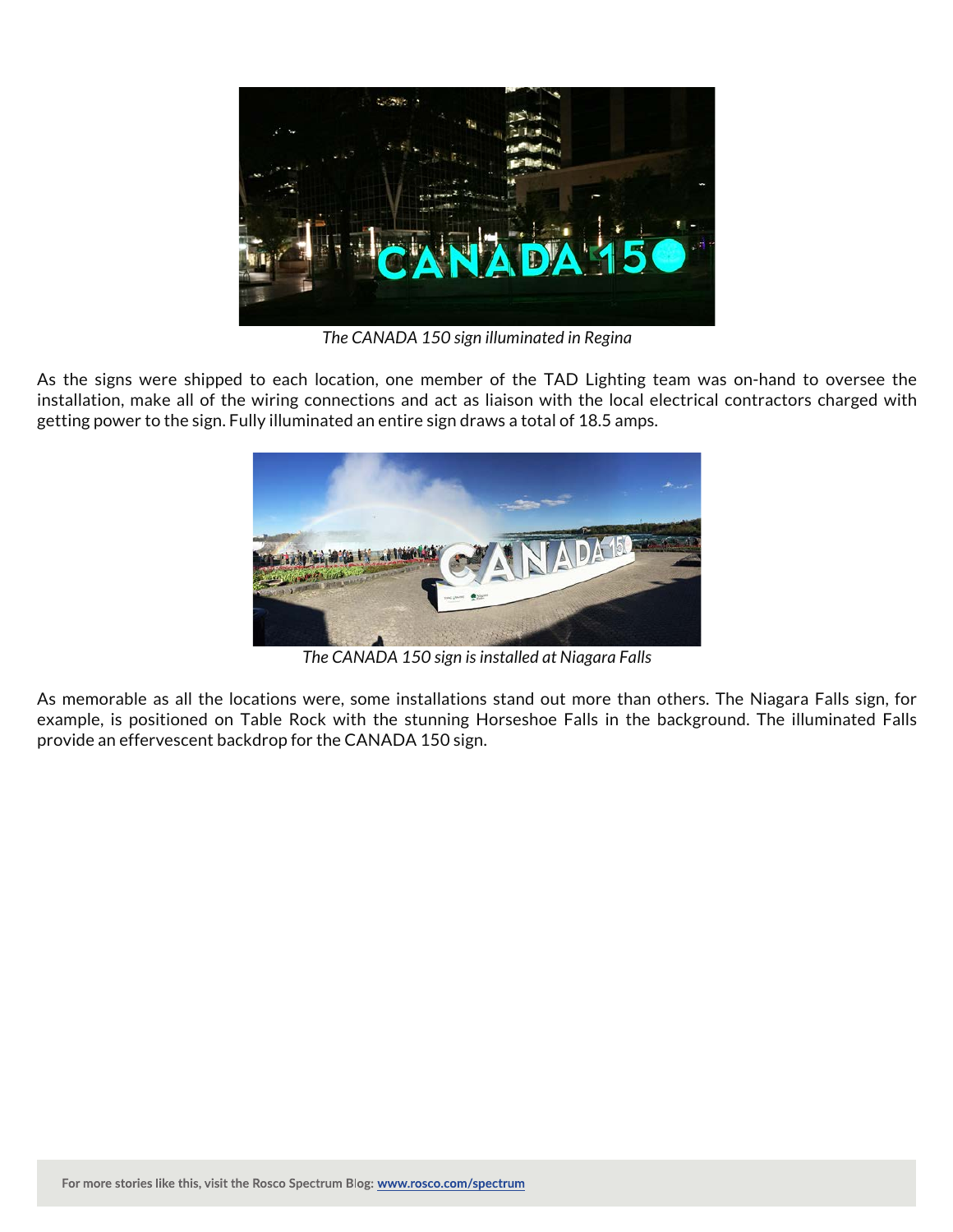*The CANADA 150 sign illuminated in Regina*

As the signs were shipped to each location, one member of the TAD Lighting team was on-hand to oversee the installation, make all of the wiring connections and act as liaison with the local electrical contractors charged with getting power to the sign. Fully illuminated an entire sign draws a total of 18.5 amps.

*The CANADA 150 sign is installed at Niagara Falls*

As memorable as all the locations were, some installations stand out more than others. The Niagara Falls sign, for example, is positioned on Table Rock with the stunning Horseshoe Falls in the background. The illuminated Falls provide an effervescent backdrop for the CANADA 150 sign.

**For more stories like this, visit the Rosco Spectrum Blog: [www.rosco.com/spectrum](www.rosco.com/spectrum)**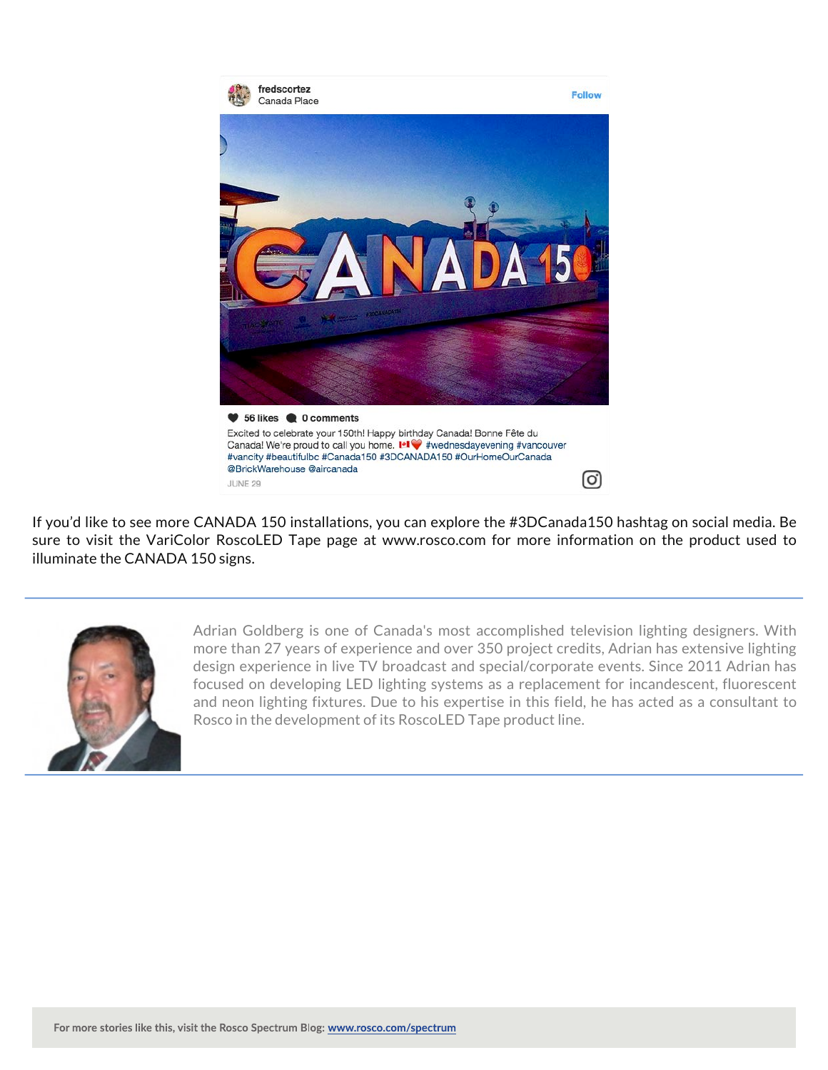fredscortez
Canada Place
Follow

56 likes 0 comments

Excited to celebrate your 150th! Happy birthday Canada! Bonne Fête du Canada! We're proud to call you home. 🇨🇦❤️ #wednesdayevening #vancouver #vancity #beautifulbc #Canada150 #3DCANADA150 #OurHomeOurCanada @BrickWarehouse @aircanada

JUNE 29

If you'd like to see more CANADA 150 installations, you can explore the #3DCanada150 hashtag on social media. Be sure to visit the VariColor RoscoLED Tape page at www.rosco.com for more information on the product used to illuminate the CANADA 150 signs.

---

Adrian Goldberg is one of Canada's most accomplished television lighting designers. With more than 27 years of experience and over 350 project credits, Adrian has extensive lighting design experience in live TV broadcast and special/corporate events. Since 2011 Adrian has focused on developing LED lighting systems as a replacement for incandescent, fluorescent and neon lighting fixtures. Due to his expertise in this field, he has acted as a consultant to Rosco in the development of its RoscoLED Tape product line.

---

**For more stories like this, visit the Rosco Spectrum Blog: [www.rosco.com/spectrum](www.rosco.com/spectrum)**